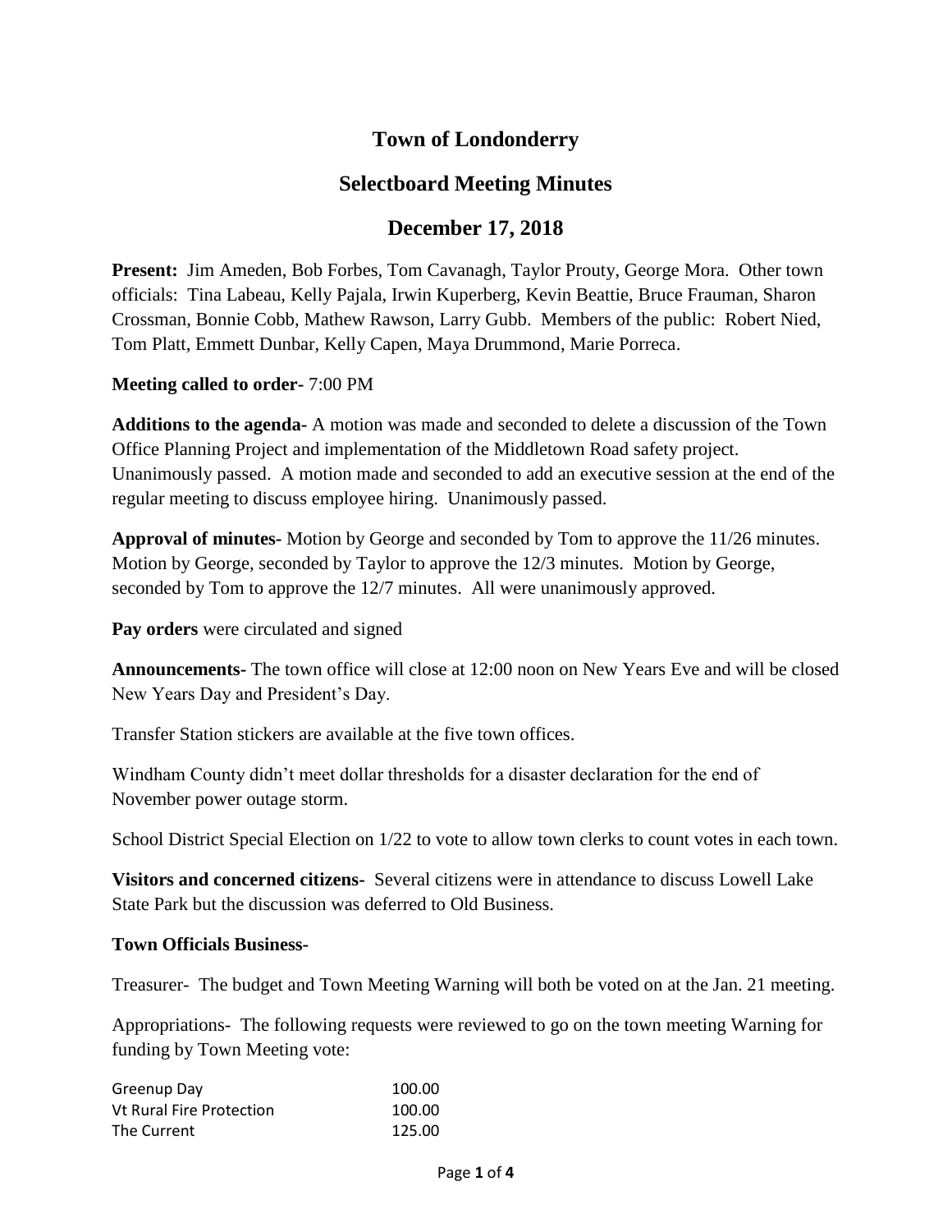# Town of Londonderry

## Selectboard Meeting Minutes

## December 17, 2018

**Present:** Jim Ameden, Bob Forbes, Tom Cavanagh, Taylor Prouty, George Mora. Other town officials: Tina Labeau, Kelly Pajala, Irwin Kuperberg, Kevin Beattie, Bruce Frauman, Sharon Crossman, Bonnie Cobb, Mathew Rawson, Larry Gubb. Members of the public: Robert Nied, Tom Platt, Emmett Dunbar, Kelly Capen, Maya Drummond, Marie Porreca.

**Meeting called to order-** 7:00 PM

**Additions to the agenda-** A motion was made and seconded to delete a discussion of the Town Office Planning Project and implementation of the Middletown Road safety project. Unanimously passed. A motion made and seconded to add an executive session at the end of the regular meeting to discuss employee hiring. Unanimously passed.

**Approval of minutes-** Motion by George and seconded by Tom to approve the 11/26 minutes. Motion by George, seconded by Taylor to approve the 12/3 minutes. Motion by George, seconded by Tom to approve the 12/7 minutes. All were unanimously approved.

**Pay orders** were circulated and signed

**Announcements-** The town office will close at 12:00 noon on New Years Eve and will be closed New Years Day and President's Day.

Transfer Station stickers are available at the five town offices.

Windham County didn't meet dollar thresholds for a disaster declaration for the end of November power outage storm.

School District Special Election on 1/22 to vote to allow town clerks to count votes in each town.

**Visitors and concerned citizens-** Several citizens were in attendance to discuss Lowell Lake State Park but the discussion was deferred to Old Business.

**Town Officials Business-**

Treasurer- The budget and Town Meeting Warning will both be voted on at the Jan. 21 meeting.

Appropriations- The following requests were reviewed to go on the town meeting Warning for funding by Town Meeting vote:

| | |
|---|---|
| Greenup Day | 100.00 |
| Vt Rural Fire Protection | 100.00 |
| The Current | 125.00 |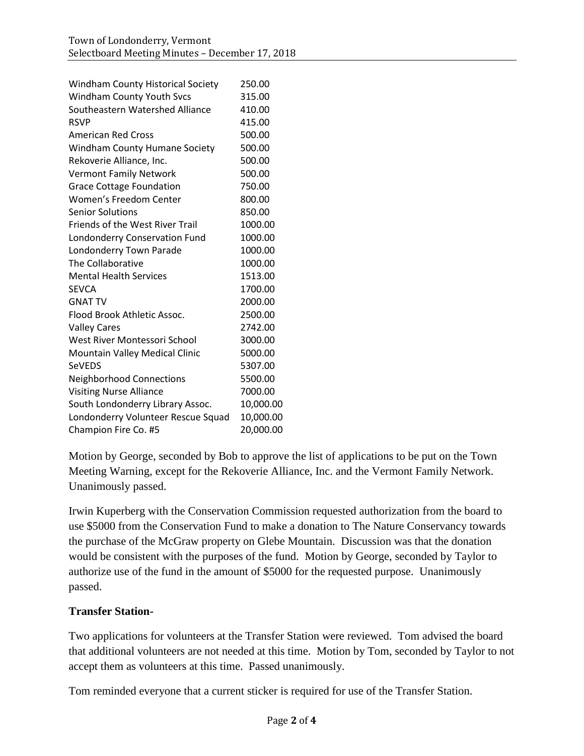| | |
|---|---|
| Windham County Historical Society | 250.00 |
| Windham County Youth Svcs | 315.00 |
| Southeastern Watershed Alliance | 410.00 |
| RSVP | 415.00 |
| American Red Cross | 500.00 |
| Windham County Humane Society | 500.00 |
| Rekoverie Alliance, Inc. | 500.00 |
| Vermont Family Network | 500.00 |
| Grace Cottage Foundation | 750.00 |
| Women's Freedom Center | 800.00 |
| Senior Solutions | 850.00 |
| Friends of the West River Trail | 1000.00 |
| Londonderry Conservation Fund | 1000.00 |
| Londonderry Town Parade | 1000.00 |
| The Collaborative | 1000.00 |
| Mental Health Services | 1513.00 |
| SEVCA | 1700.00 |
| GNAT TV | 2000.00 |
| Flood Brook Athletic Assoc. | 2500.00 |
| Valley Cares | 2742.00 |
| West River Montessori School | 3000.00 |
| Mountain Valley Medical Clinic | 5000.00 |
| SeVEDS | 5307.00 |
| Neighborhood Connections | 5500.00 |
| Visiting Nurse Alliance | 7000.00 |
| South Londonderry Library Assoc. | 10,000.00 |
| Londonderry Volunteer Rescue Squad | 10,000.00 |
| Champion Fire Co. #5 | 20,000.00 |

Motion by George, seconded by Bob to approve the list of applications to be put on the Town Meeting Warning, except for the Rekoverie Alliance, Inc. and the Vermont Family Network. Unanimously passed.

Irwin Kuperberg with the Conservation Commission requested authorization from the board to use $5000 from the Conservation Fund to make a donation to The Nature Conservancy towards the purchase of the McGraw property on Glebe Mountain. Discussion was that the donation would be consistent with the purposes of the fund. Motion by George, seconded by Taylor to authorize use of the fund in the amount of $5000 for the requested purpose. Unanimously passed.

**Transfer Station-**

Two applications for volunteers at the Transfer Station were reviewed. Tom advised the board that additional volunteers are not needed at this time. Motion by Tom, seconded by Taylor to not accept them as volunteers at this time. Passed unanimously.

Tom reminded everyone that a current sticker is required for use of the Transfer Station.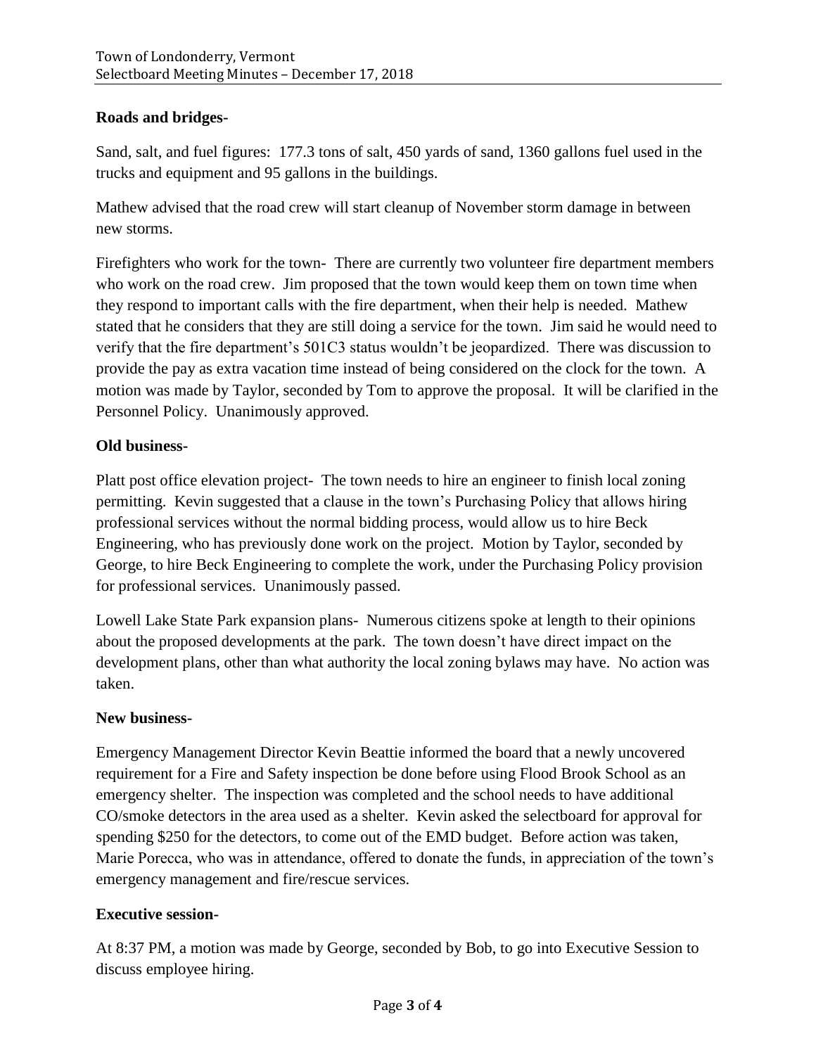**Roads and bridges-**

Sand, salt, and fuel figures: 177.3 tons of salt, 450 yards of sand, 1360 gallons fuel used in the trucks and equipment and 95 gallons in the buildings.

Mathew advised that the road crew will start cleanup of November storm damage in between new storms.

Firefighters who work for the town- There are currently two volunteer fire department members who work on the road crew. Jim proposed that the town would keep them on town time when they respond to important calls with the fire department, when their help is needed. Mathew stated that he considers that they are still doing a service for the town. Jim said he would need to verify that the fire department's 501C3 status wouldn't be jeopardized. There was discussion to provide the pay as extra vacation time instead of being considered on the clock for the town. A motion was made by Taylor, seconded by Tom to approve the proposal. It will be clarified in the Personnel Policy. Unanimously approved.

**Old business-**

Platt post office elevation project- The town needs to hire an engineer to finish local zoning permitting. Kevin suggested that a clause in the town's Purchasing Policy that allows hiring professional services without the normal bidding process, would allow us to hire Beck Engineering, who has previously done work on the project. Motion by Taylor, seconded by George, to hire Beck Engineering to complete the work, under the Purchasing Policy provision for professional services. Unanimously passed.

Lowell Lake State Park expansion plans- Numerous citizens spoke at length to their opinions about the proposed developments at the park. The town doesn't have direct impact on the development plans, other than what authority the local zoning bylaws may have. No action was taken.

**New business-**

Emergency Management Director Kevin Beattie informed the board that a newly uncovered requirement for a Fire and Safety inspection be done before using Flood Brook School as an emergency shelter. The inspection was completed and the school needs to have additional CO/smoke detectors in the area used as a shelter. Kevin asked the selectboard for approval for spending $250 for the detectors, to come out of the EMD budget. Before action was taken, Marie Porecca, who was in attendance, offered to donate the funds, in appreciation of the town's emergency management and fire/rescue services.

**Executive session-**

At 8:37 PM, a motion was made by George, seconded by Bob, to go into Executive Session to discuss employee hiring.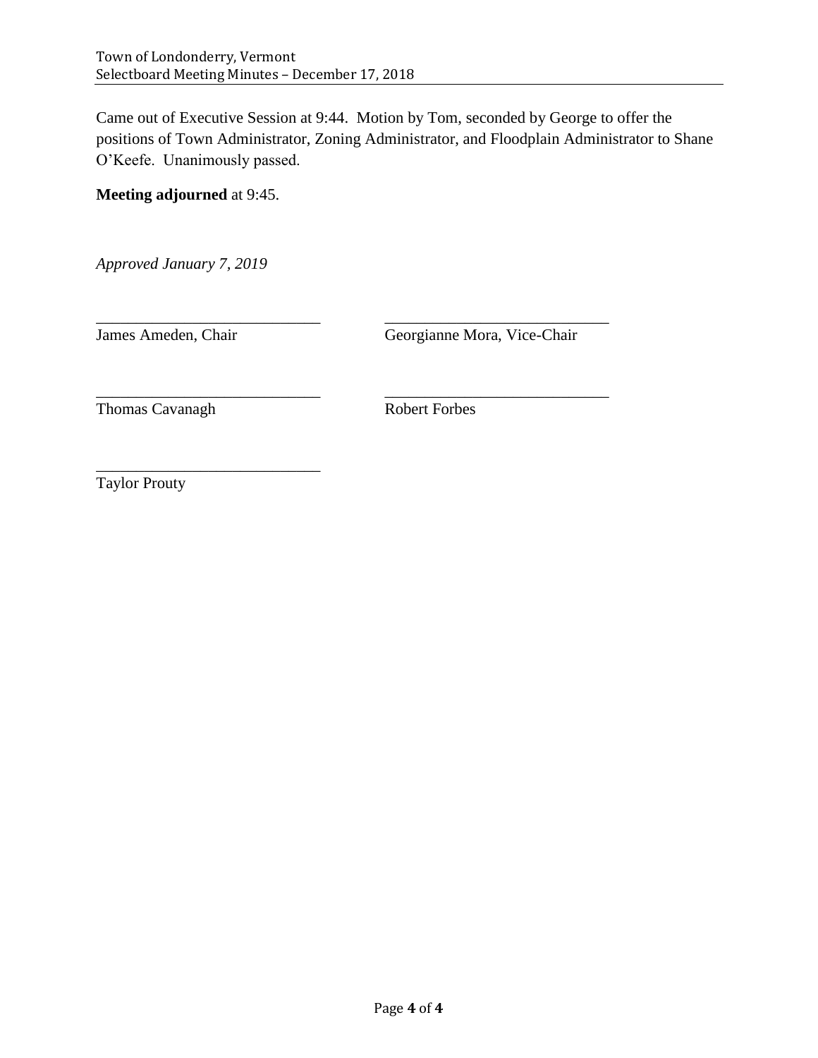Came out of Executive Session at 9:44. Motion by Tom, seconded by George to offer the positions of Town Administrator, Zoning Administrator, and Floodplain Administrator to Shane O'Keefe. Unanimously passed.

**Meeting adjourned** at 9:45.

*Approved January 7, 2019*

\_\_\_\_\_\_\_\_\_\_\_\_\_\_\_\_\_\_\_\_\_\_\_\_\_\_\_\_
James Ameden, Chair

\_\_\_\_\_\_\_\_\_\_\_\_\_\_\_\_\_\_\_\_\_\_\_\_\_\_\_\_
Georgianne Mora, Vice-Chair

\_\_\_\_\_\_\_\_\_\_\_\_\_\_\_\_\_\_\_\_\_\_\_\_\_\_\_\_
Thomas Cavanagh

\_\_\_\_\_\_\_\_\_\_\_\_\_\_\_\_\_\_\_\_\_\_\_\_\_\_\_\_
Robert Forbes

\_\_\_\_\_\_\_\_\_\_\_\_\_\_\_\_\_\_\_\_\_\_\_\_\_\_\_\_
Taylor Prouty